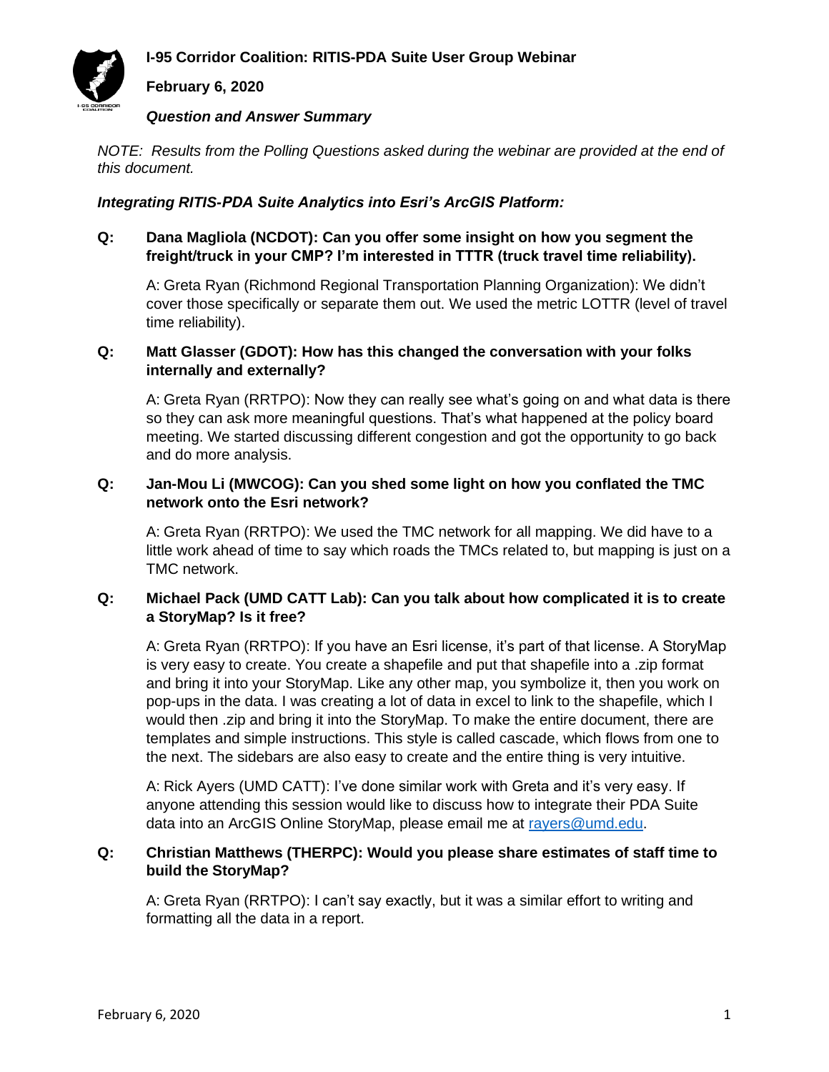# I-95 Corridor Coalition: RITIS-PDA Suite User Group Webinar

**February 6, 2020**

***Question and Answer Summary***

*NOTE: Results from the Polling Questions asked during the webinar are provided at the end of this document.*

***Integrating RITIS-PDA Suite Analytics into Esri's ArcGIS Platform:***

**Q: Dana Magliola (NCDOT): Can you offer some insight on how you segment the freight/truck in your CMP? I'm interested in TTTR (truck travel time reliability).**

A: Greta Ryan (Richmond Regional Transportation Planning Organization): We didn't cover those specifically or separate them out. We used the metric LOTTR (level of travel time reliability).

**Q: Matt Glasser (GDOT): How has this changed the conversation with your folks internally and externally?**

A: Greta Ryan (RRTPO): Now they can really see what's going on and what data is there so they can ask more meaningful questions. That's what happened at the policy board meeting. We started discussing different congestion and got the opportunity to go back and do more analysis.

**Q: Jan-Mou Li (MWCOG): Can you shed some light on how you conflated the TMC network onto the Esri network?**

A: Greta Ryan (RRTPO): We used the TMC network for all mapping. We did have to a little work ahead of time to say which roads the TMCs related to, but mapping is just on a TMC network.

**Q: Michael Pack (UMD CATT Lab): Can you talk about how complicated it is to create a StoryMap? Is it free?**

A: Greta Ryan (RRTPO): If you have an Esri license, it's part of that license. A StoryMap is very easy to create. You create a shapefile and put that shapefile into a .zip format and bring it into your StoryMap. Like any other map, you symbolize it, then you work on pop-ups in the data. I was creating a lot of data in excel to link to the shapefile, which I would then .zip and bring it into the StoryMap. To make the entire document, there are templates and simple instructions. This style is called cascade, which flows from one to the next. The sidebars are also easy to create and the entire thing is very intuitive.

A: Rick Ayers (UMD CATT): I've done similar work with Greta and it's very easy. If anyone attending this session would like to discuss how to integrate their PDA Suite data into an ArcGIS Online StoryMap, please email me at rayers@umd.edu.

**Q: Christian Matthews (THERPC): Would you please share estimates of staff time to build the StoryMap?**

A: Greta Ryan (RRTPO): I can't say exactly, but it was a similar effort to writing and formatting all the data in a report.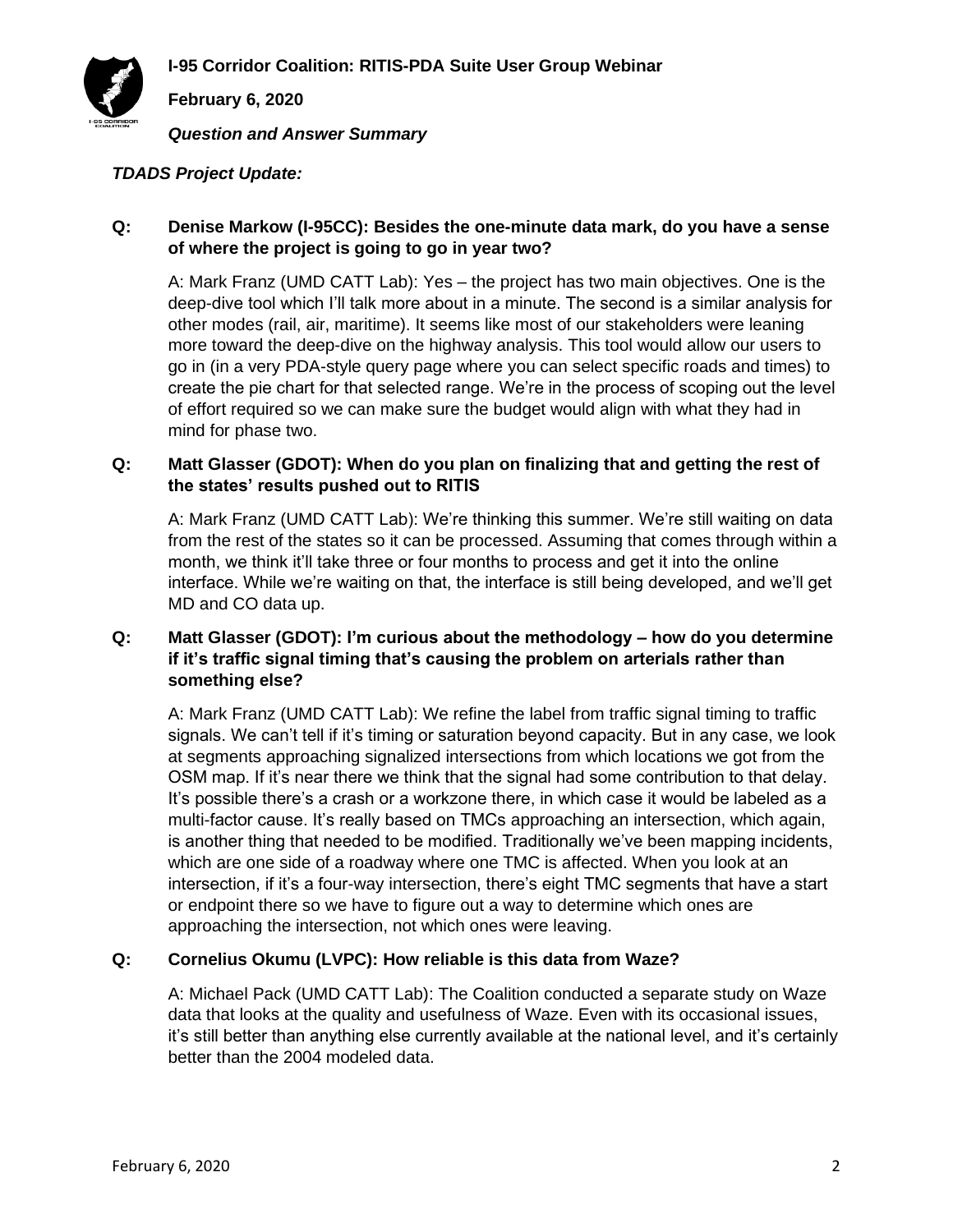*TDADS Project Update:*

**Q: Denise Markow (I-95CC): Besides the one-minute data mark, do you have a sense of where the project is going to go in year two?**

A: Mark Franz (UMD CATT Lab): Yes – the project has two main objectives. One is the deep-dive tool which I'll talk more about in a minute. The second is a similar analysis for other modes (rail, air, maritime). It seems like most of our stakeholders were leaning more toward the deep-dive on the highway analysis. This tool would allow our users to go in (in a very PDA-style query page where you can select specific roads and times) to create the pie chart for that selected range. We're in the process of scoping out the level of effort required so we can make sure the budget would align with what they had in mind for phase two.

**Q: Matt Glasser (GDOT): When do you plan on finalizing that and getting the rest of the states' results pushed out to RITIS**

A: Mark Franz (UMD CATT Lab): We're thinking this summer. We're still waiting on data from the rest of the states so it can be processed. Assuming that comes through within a month, we think it'll take three or four months to process and get it into the online interface. While we're waiting on that, the interface is still being developed, and we'll get MD and CO data up.

**Q: Matt Glasser (GDOT): I'm curious about the methodology – how do you determine if it's traffic signal timing that's causing the problem on arterials rather than something else?**

A: Mark Franz (UMD CATT Lab): We refine the label from traffic signal timing to traffic signals. We can't tell if it's timing or saturation beyond capacity. But in any case, we look at segments approaching signalized intersections from which locations we got from the OSM map. If it's near there we think that the signal had some contribution to that delay. It's possible there's a crash or a workzone there, in which case it would be labeled as a multi-factor cause. It's really based on TMCs approaching an intersection, which again, is another thing that needed to be modified. Traditionally we've been mapping incidents, which are one side of a roadway where one TMC is affected. When you look at an intersection, if it's a four-way intersection, there's eight TMC segments that have a start or endpoint there so we have to figure out a way to determine which ones are approaching the intersection, not which ones were leaving.

**Q: Cornelius Okumu (LVPC): How reliable is this data from Waze?**

A: Michael Pack (UMD CATT Lab): The Coalition conducted a separate study on Waze data that looks at the quality and usefulness of Waze. Even with its occasional issues, it's still better than anything else currently available at the national level, and it's certainly better than the 2004 modeled data.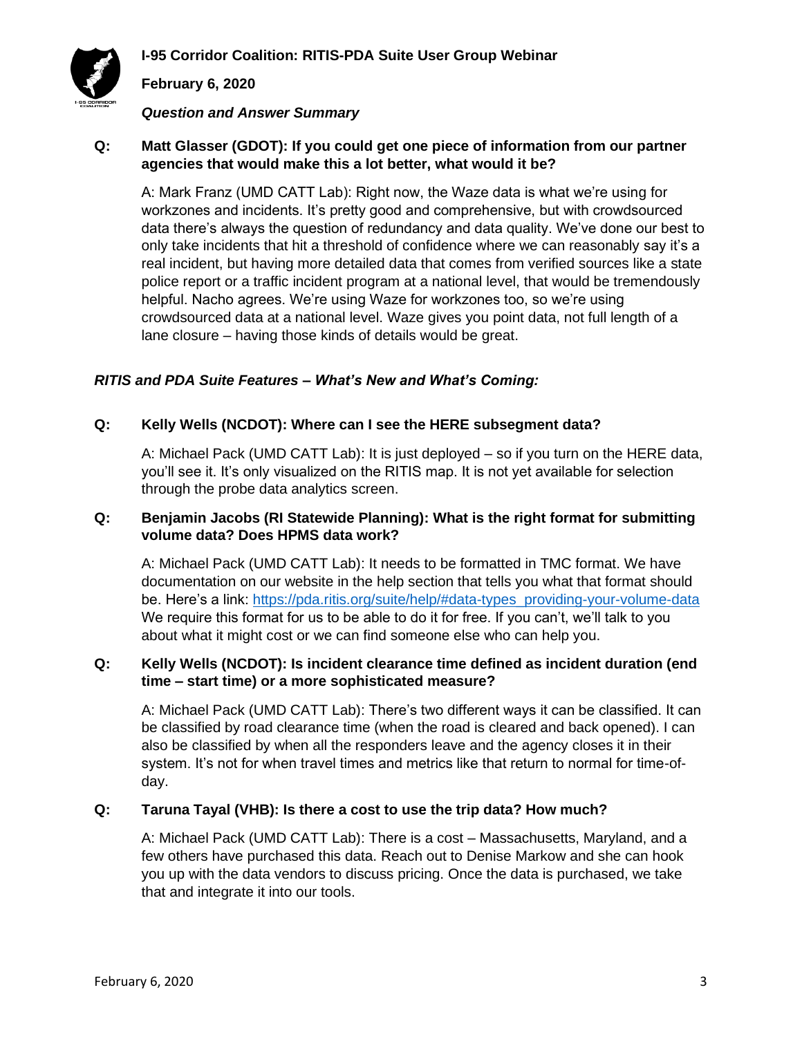**Q: Matt Glasser (GDOT): If you could get one piece of information from our partner agencies that would make this a lot better, what would it be?**

A: Mark Franz (UMD CATT Lab): Right now, the Waze data is what we're using for workzones and incidents. It's pretty good and comprehensive, but with crowdsourced data there's always the question of redundancy and data quality. We've done our best to only take incidents that hit a threshold of confidence where we can reasonably say it's a real incident, but having more detailed data that comes from verified sources like a state police report or a traffic incident program at a national level, that would be tremendously helpful. Nacho agrees. We're using Waze for workzones too, so we're using crowdsourced data at a national level. Waze gives you point data, not full length of a lane closure – having those kinds of details would be great.

### *RITIS and PDA Suite Features – What's New and What's Coming:*

**Q: Kelly Wells (NCDOT): Where can I see the HERE subsegment data?**

A: Michael Pack (UMD CATT Lab): It is just deployed – so if you turn on the HERE data, you'll see it. It's only visualized on the RITIS map. It is not yet available for selection through the probe data analytics screen.

**Q: Benjamin Jacobs (RI Statewide Planning): What is the right format for submitting volume data? Does HPMS data work?**

A: Michael Pack (UMD CATT Lab): It needs to be formatted in TMC format. We have documentation on our website in the help section that tells you what that format should be. Here's a link: https://pda.ritis.org/suite/help/#data-types_providing-your-volume-data We require this format for us to be able to do it for free. If you can't, we'll talk to you about what it might cost or we can find someone else who can help you.

**Q: Kelly Wells (NCDOT): Is incident clearance time defined as incident duration (end time – start time) or a more sophisticated measure?**

A: Michael Pack (UMD CATT Lab): There's two different ways it can be classified. It can be classified by road clearance time (when the road is cleared and back opened). I can also be classified by when all the responders leave and the agency closes it in their system. It's not for when travel times and metrics like that return to normal for time-of-day.

**Q: Taruna Tayal (VHB): Is there a cost to use the trip data? How much?**

A: Michael Pack (UMD CATT Lab): There is a cost – Massachusetts, Maryland, and a few others have purchased this data. Reach out to Denise Markow and she can hook you up with the data vendors to discuss pricing. Once the data is purchased, we take that and integrate it into our tools.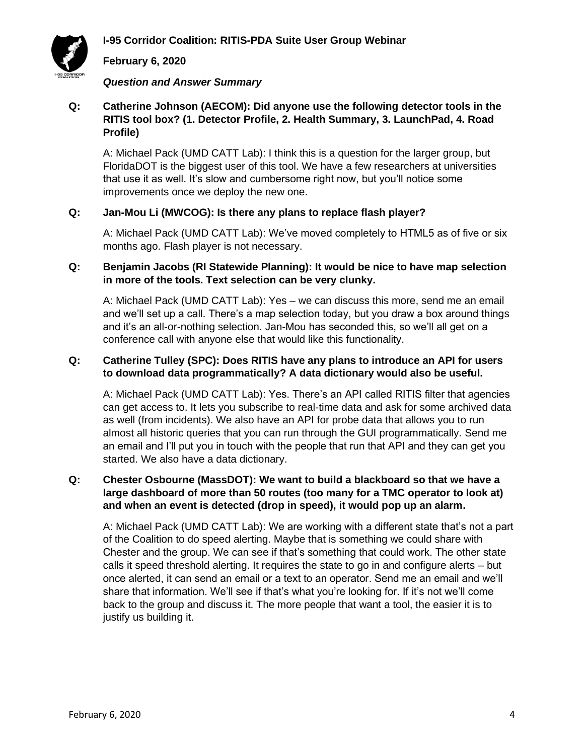**Q: Catherine Johnson (AECOM): Did anyone use the following detector tools in the RITIS tool box? (1. Detector Profile, 2. Health Summary, 3. LaunchPad, 4. Road Profile)**

A: Michael Pack (UMD CATT Lab): I think this is a question for the larger group, but FloridaDOT is the biggest user of this tool. We have a few researchers at universities that use it as well. It's slow and cumbersome right now, but you'll notice some improvements once we deploy the new one.

**Q: Jan-Mou Li (MWCOG): Is there any plans to replace flash player?**

A: Michael Pack (UMD CATT Lab): We've moved completely to HTML5 as of five or six months ago. Flash player is not necessary.

**Q: Benjamin Jacobs (RI Statewide Planning): It would be nice to have map selection in more of the tools. Text selection can be very clunky.**

A: Michael Pack (UMD CATT Lab): Yes – we can discuss this more, send me an email and we'll set up a call. There's a map selection today, but you draw a box around things and it's an all-or-nothing selection. Jan-Mou has seconded this, so we'll all get on a conference call with anyone else that would like this functionality.

**Q: Catherine Tulley (SPC): Does RITIS have any plans to introduce an API for users to download data programmatically? A data dictionary would also be useful.**

A: Michael Pack (UMD CATT Lab): Yes. There's an API called RITIS filter that agencies can get access to. It lets you subscribe to real-time data and ask for some archived data as well (from incidents). We also have an API for probe data that allows you to run almost all historic queries that you can run through the GUI programmatically. Send me an email and I'll put you in touch with the people that run that API and they can get you started. We also have a data dictionary.

**Q: Chester Osbourne (MassDOT): We want to build a blackboard so that we have a large dashboard of more than 50 routes (too many for a TMC operator to look at) and when an event is detected (drop in speed), it would pop up an alarm.**

A: Michael Pack (UMD CATT Lab): We are working with a different state that's not a part of the Coalition to do speed alerting. Maybe that is something we could share with Chester and the group. We can see if that's something that could work. The other state calls it speed threshold alerting. It requires the state to go in and configure alerts – but once alerted, it can send an email or a text to an operator. Send me an email and we'll share that information. We'll see if that's what you're looking for. If it's not we'll come back to the group and discuss it. The more people that want a tool, the easier it is to justify us building it.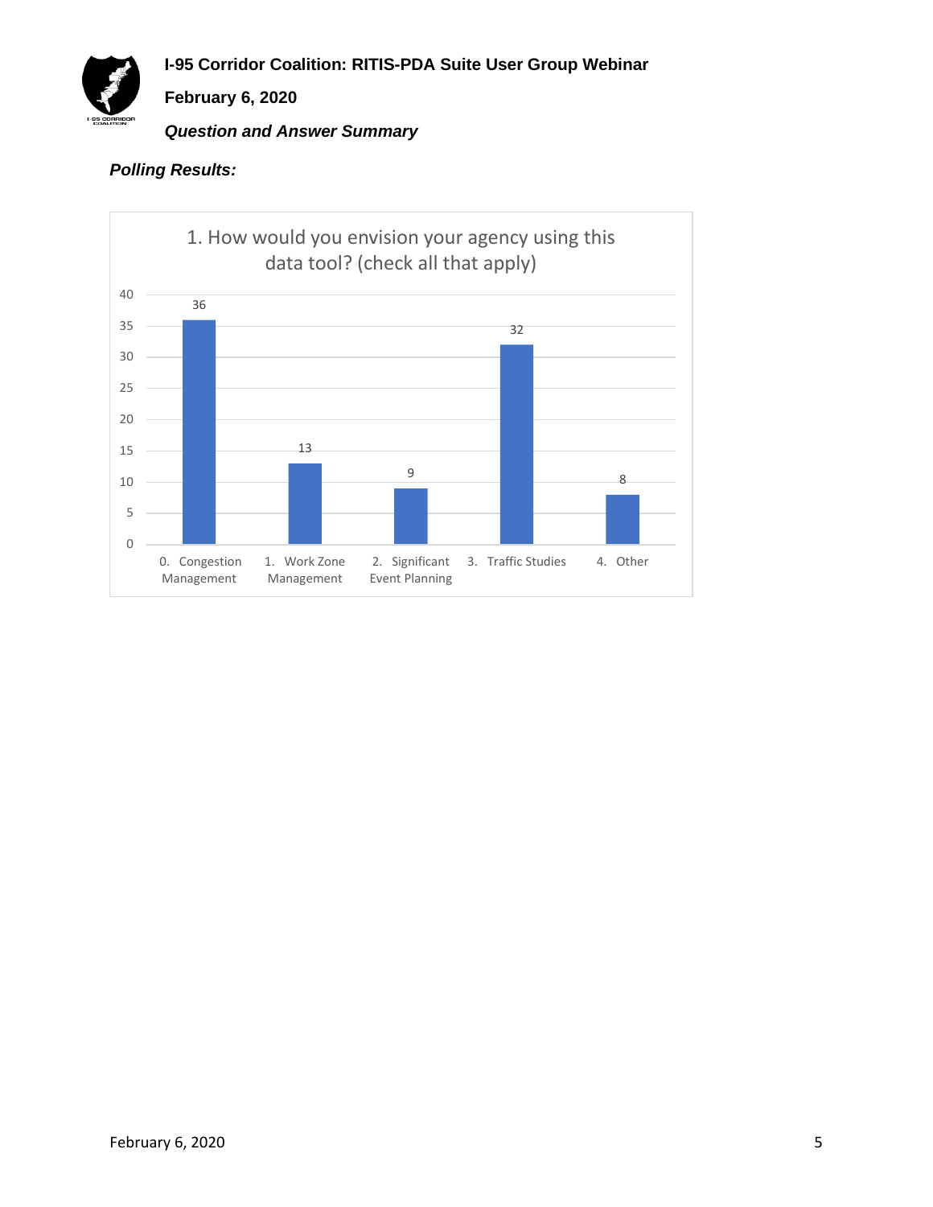**I-95 Corridor Coalition: RITIS-PDA Suite User Group Webinar**

**February 6, 2020**

***Question and Answer Summary***

***Polling Results:***

1. How would you envision your agency using this data tool? (check all that apply)

40
35
30
25
20
15
10
5
0

36
13
9
32
8

0. Congestion Management
1. Work Zone Management
2. Significant Event Planning
3. Traffic Studies
4. Other